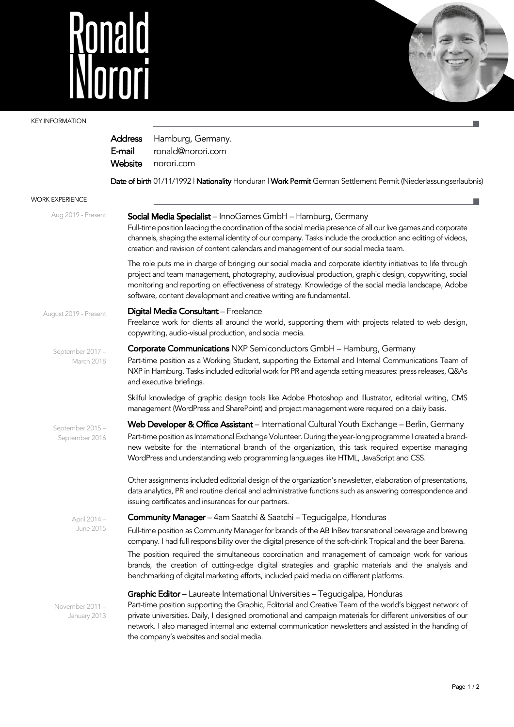# Ronald Norori

## KEY INFORMATION

**Address** Hamburg, Germany.
**E-mail** ronald@norori.com
**Website** norori.com

**Date of birth** 01/11/1992 | **Nationality** Honduran | **Work Permit** German Settlement Permit (Niederlassungserlaubnis)

## WORK EXPERIENCE

Aug 2019 - Present

**Social Media Specialist** – InnoGames GmbH – Hamburg, Germany

Full-time position leading the coordination of the social media presence of all our live games and corporate channels, shaping the external identity of our company. Tasks include the production and editing of videos, creation and revision of content calendars and management of our social media team.

The role puts me in charge of bringing our social media and corporate identity initiatives to life through project and team management, photography, audiovisual production, graphic design, copywriting, social monitoring and reporting on effectiveness of strategy. Knowledge of the social media landscape, Adobe software, content development and creative writing are fundamental.

August 2019 - Present

**Digital Media Consultant** – Freelance

Freelance work for clients all around the world, supporting them with projects related to web design, copywriting, audio-visual production, and social media.

September 2017 – March 2018

**Corporate Communications** NXP Semiconductors GmbH – Hamburg, Germany

Part-time position as a Working Student, supporting the External and Internal Communications Team of NXP in Hamburg. Tasks included editorial work for PR and agenda setting measures: press releases, Q&As and executive briefings.

Skilful knowledge of graphic design tools like Adobe Photoshop and Illustrator, editorial writing, CMS management (WordPress and SharePoint) and project management were required on a daily basis.

September 2015 – September 2016

**Web Developer & Office Assistant** – International Cultural Youth Exchange – Berlin, Germany

Part-time position as International Exchange Volunteer. During the year-long programme I created a brand-new website for the international branch of the organization, this task required expertise managing WordPress and understanding web programming languages like HTML, JavaScript and CSS.

Other assignments included editorial design of the organization's newsletter, elaboration of presentations, data analytics, PR and routine clerical and administrative functions such as answering correspondence and issuing certificates and insurances for our partners.

April 2014 – June 2015

**Community Manager** – 4am Saatchi & Saatchi – Tegucigalpa, Honduras

Full-time position as Community Manager for brands of the AB InBev transnational beverage and brewing company. I had full responsibility over the digital presence of the soft-drink Tropical and the beer Barena.

The position required the simultaneous coordination and management of campaign work for various brands, the creation of cutting-edge digital strategies and graphic materials and the analysis and benchmarking of digital marketing efforts, included paid media on different platforms.

November 2011 – January 2013

**Graphic Editor** – Laureate International Universities – Tegucigalpa, Honduras

Part-time position supporting the Graphic, Editorial and Creative Team of the world's biggest network of private universities. Daily, I designed promotional and campaign materials for different universities of our network. I also managed internal and external communication newsletters and assisted in the handing of the company's websites and social media.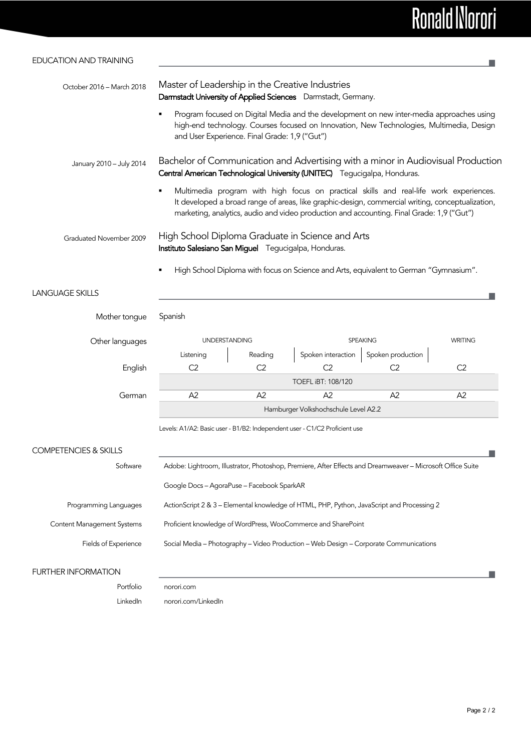## EDUCATION AND TRAINING

October 2016 – March 2018

### Master of Leadership in the Creative Industries

**Darmstadt University of Applied Sciences** Darmstadt, Germany.

- Program focused on Digital Media and the development on new inter-media approaches using high-end technology. Courses focused on Innovation, New Technologies, Multimedia, Design and User Experience. Final Grade: 1,9 ("Gut")

January 2010 – July 2014

### Bachelor of Communication and Advertising with a minor in Audiovisual Production

**Central American Technological University (UNITEC)** Tegucigalpa, Honduras.

- Multimedia program with high focus on practical skills and real-life work experiences. It developed a broad range of areas, like graphic-design, commercial writing, conceptualization, marketing, analytics, audio and video production and accounting. Final Grade: 1,9 ("Gut")

Graduated November 2009

### High School Diploma Graduate in Science and Arts

**Instituto Salesiano San Miguel** Tegucigalpa, Honduras.

- High School Diploma with focus on Science and Arts, equivalent to German "Gymnasium".

## LANGUAGE SKILLS

Mother tongue: Spanish

Other languages

| | UNDERSTANDING | | SPEAKING | | WRITING |
|---|---|---|---|---|---|
| | Listening | Reading | Spoken interaction | Spoken production | |
| English | C2 | C2 | C2 | C2 | C2 |
| | TOEFL iBT: 108/120 | | | | |
| German | A2 | A2 | A2 | A2 | A2 |
| | Hamburger Volkshochschule Level A2.2 | | | | |

Levels: A1/A2: Basic user - B1/B2: Independent user - C1/C2 Proficient use

## COMPETENCIES & SKILLS

**Software:** Adobe: Lightroom, Illustrator, Photoshop, Premiere, After Effects and Dreamweaver – Microsoft Office Suite

Google Docs – AgoraPuse – Facebook SparkAR

**Programming Languages:** ActionScript 2 & 3 – Elemental knowledge of HTML, PHP, Python, JavaScript and Processing 2

**Content Management Systems:** Proficient knowledge of WordPress, WooCommerce and SharePoint

**Fields of Experience:** Social Media – Photography – Video Production – Web Design – Corporate Communications

## FURTHER INFORMATION

**Portfolio:** norori.com

**LinkedIn:** norori.com/LinkedIn